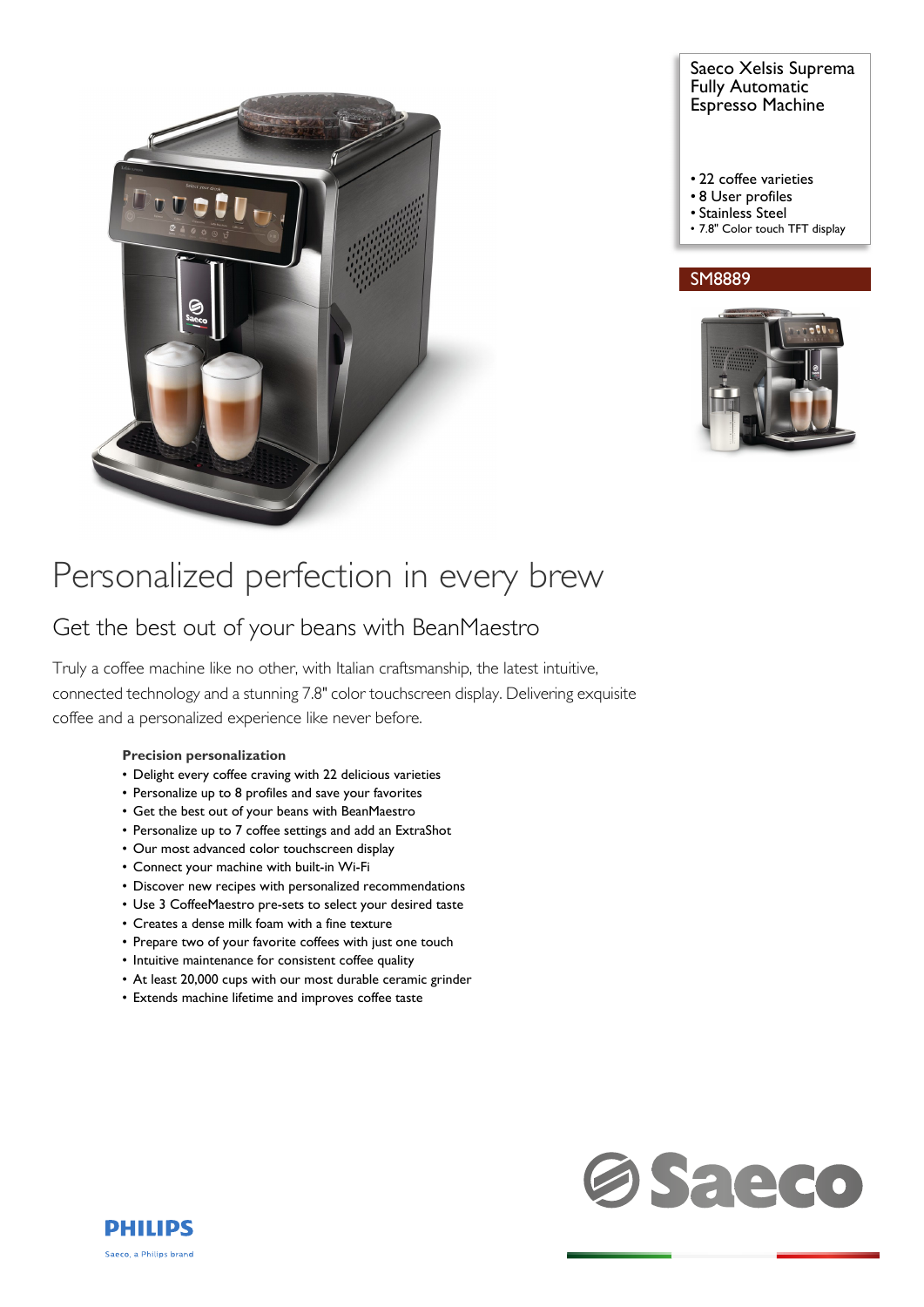Saeco Xelsis Suprema Fully Automatic Espresso Machine

- 22 coffee varieties
- 8 User profiles
- Stainless Steel
- 7.8" Color touch TFT display

SM8889

# Personalized perfection in every brew

## Get the best out of your beans with BeanMaestro

Truly a coffee machine like no other, with Italian craftsmanship, the latest intuitive, connected technology and a stunning 7.8" color touchscreen display. Delivering exquisite coffee and a personalized experience like never before.

**Precision personalization**

- Delight every coffee craving with 22 delicious varieties
- Personalize up to 8 profiles and save your favorites
- Get the best out of your beans with BeanMaestro
- Personalize up to 7 coffee settings and add an ExtraShot
- Our most advanced color touchscreen display
- Connect your machine with built-in Wi-Fi
- Discover new recipes with personalized recommendations
- Use 3 CoffeeMaestro pre-sets to select your desired taste
- Creates a dense milk foam with a fine texture
- Prepare two of your favorite coffees with just one touch
- Intuitive maintenance for consistent coffee quality
- At least 20,000 cups with our most durable ceramic grinder
- Extends machine lifetime and improves coffee taste

Saeco

PHILIPS

Saeco, a Philips brand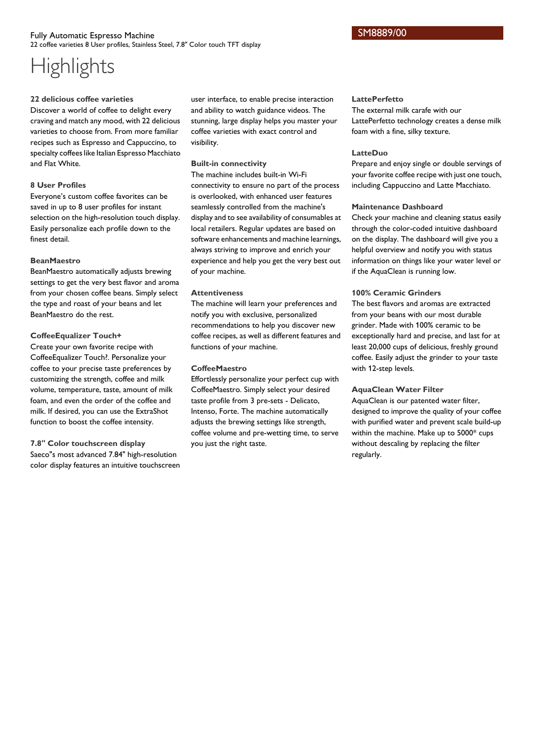Fully Automatic Espresso Machine
22 coffee varieties 8 User profiles, Stainless Steel, 7.8" Color touch TFT display

SM8889/00

# Highlights

### 22 delicious coffee varieties

Discover a world of coffee to delight every craving and match any mood, with 22 delicious varieties to choose from. From more familiar recipes such as Espresso and Cappuccino, to specialty coffees like Italian Espresso Macchiato and Flat White.

### 8 User Profiles

Everyone's custom coffee favorites can be saved in up to 8 user profiles for instant selection on the high-resolution touch display. Easily personalize each profile down to the finest detail.

### BeanMaestro

BeanMaestro automatically adjusts brewing settings to get the very best flavor and aroma from your chosen coffee beans. Simply select the type and roast of your beans and let BeanMaestro do the rest.

### CoffeeEqualizer Touch+

Create your own favorite recipe with CoffeeEqualizer Touch?. Personalize your coffee to your precise taste preferences by customizing the strength, coffee and milk volume, temperature, taste, amount of milk foam, and even the order of the coffee and milk. If desired, you can use the ExtraShot function to boost the coffee intensity.

### 7.8" Color touchscreen display

Saeco"s most advanced 7.84" high-resolution color display features an intuitive touchscreen user interface, to enable precise interaction and ability to watch guidance videos. The stunning, large display helps you master your coffee varieties with exact control and visibility.

### Built-in connectivity

The machine includes built-in Wi-Fi connectivity to ensure no part of the process is overlooked, with enhanced user features seamlessly controlled from the machine's display and to see availability of consumables at local retailers. Regular updates are based on software enhancements and machine learnings, always striving to improve and enrich your experience and help you get the very best out of your machine.

### Attentiveness

The machine will learn your preferences and notify you with exclusive, personalized recommendations to help you discover new coffee recipes, as well as different features and functions of your machine.

### CoffeeMaestro

Effortlessly personalize your perfect cup with CoffeeMaestro. Simply select your desired taste profile from 3 pre-sets - Delicato, Intenso, Forte. The machine automatically adjusts the brewing settings like strength, coffee volume and pre-wetting time, to serve you just the right taste.

### LattePerfetto

The external milk carafe with our LattePerfetto technology creates a dense milk foam with a fine, silky texture.

### LatteDuo

Prepare and enjoy single or double servings of your favorite coffee recipe with just one touch, including Cappuccino and Latte Macchiato.

### Maintenance Dashboard

Check your machine and cleaning status easily through the color-coded intuitive dashboard on the display. The dashboard will give you a helpful overview and notify you with status information on things like your water level or if the AquaClean is running low.

### 100% Ceramic Grinders

The best flavors and aromas are extracted from your beans with our most durable grinder. Made with 100% ceramic to be exceptionally hard and precise, and last for at least 20,000 cups of delicious, freshly ground coffee. Easily adjust the grinder to your taste with 12-step levels.

### AquaClean Water Filter

AquaClean is our patented water filter, designed to improve the quality of your coffee with purified water and prevent scale build-up within the machine. Make up to 5000* cups without descaling by replacing the filter regularly.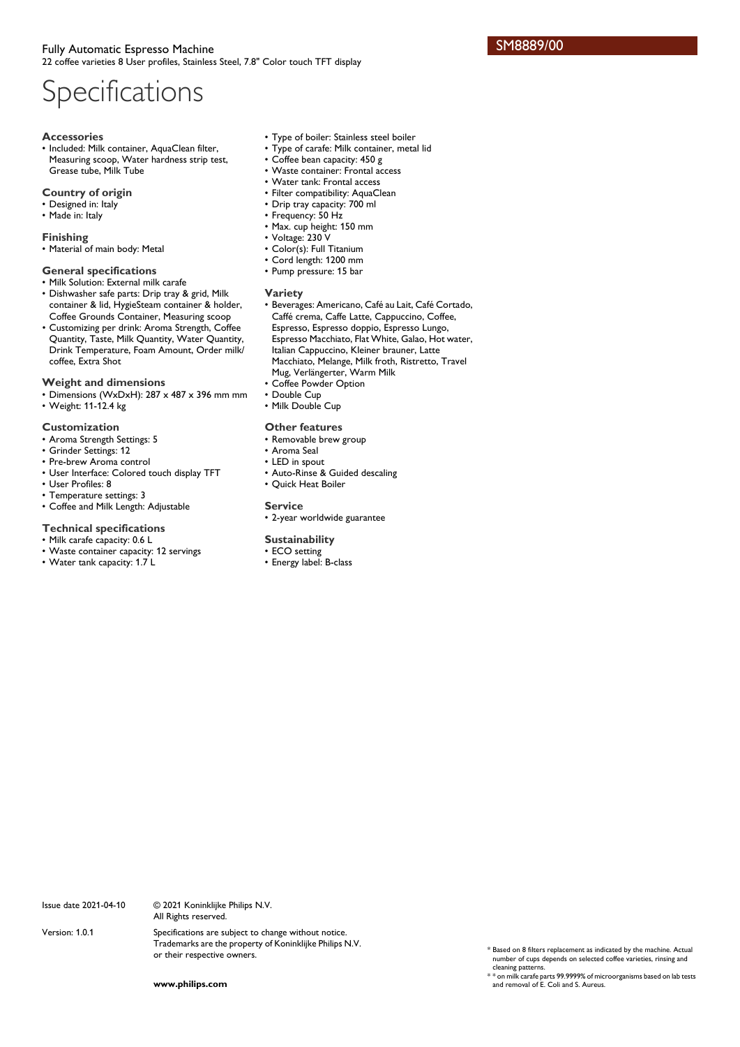Fully Automatic Espresso Machine
22 coffee varieties 8 User profiles, Stainless Steel, 7.8" Color touch TFT display

SM8889/00

# Specifications

### Accessories
- Included: Milk container, AquaClean filter, Measuring scoop, Water hardness strip test, Grease tube, Milk Tube

### Country of origin
- Designed in: Italy
- Made in: Italy

### Finishing
- Material of main body: Metal

### General specifications
- Milk Solution: External milk carafe
- Dishwasher safe parts: Drip tray & grid, Milk container & lid, HygieSteam container & holder, Coffee Grounds Container, Measuring scoop
- Customizing per drink: Aroma Strength, Coffee Quantity, Taste, Milk Quantity, Water Quantity, Drink Temperature, Foam Amount, Order milk/coffee, Extra Shot

### Weight and dimensions
- Dimensions (WxDxH): 287 x 487 x 396 mm mm
- Weight: 11-12.4 kg

### Customization
- Aroma Strength Settings: 5
- Grinder Settings: 12
- Pre-brew Aroma control
- User Interface: Colored touch display TFT
- User Profiles: 8
- Temperature settings: 3
- Coffee and Milk Length: Adjustable

### Technical specifications
- Milk carafe capacity: 0.6 L
- Waste container capacity: 12 servings
- Water tank capacity: 1.7 L
- Type of boiler: Stainless steel boiler
- Type of carafe: Milk container, metal lid
- Coffee bean capacity: 450 g
- Waste container: Frontal access
- Water tank: Frontal access
- Filter compatibility: AquaClean
- Drip tray capacity: 700 ml
- Frequency: 50 Hz
- Max. cup height: 150 mm
- Voltage: 230 V
- Color(s): Full Titanium
- Cord length: 1200 mm
- Pump pressure: 15 bar

### Variety
- Beverages: Americano, Café au Lait, Café Cortado, Caffé crema, Caffe Latte, Cappuccino, Coffee, Espresso, Espresso doppio, Espresso Lungo, Espresso Macchiato, Flat White, Galao, Hot water, Italian Cappuccino, Kleiner brauner, Latte Macchiato, Melange, Milk froth, Ristretto, Travel Mug, Verlängerter, Warm Milk
- Coffee Powder Option
- Double Cup
- Milk Double Cup

### Other features
- Removable brew group
- Aroma Seal
- LED in spout
- Auto-Rinse & Guided descaling
- Quick Heat Boiler

### Service
- 2-year worldwide guarantee

### Sustainability
- ECO setting
- Energy label: B-class

Issue date 2021-04-10

Version: 1.0.1

© 2021 Koninklijke Philips N.V.
All Rights reserved.

Specifications are subject to change without notice. Trademarks are the property of Koninklijke Philips N.V. or their respective owners.

**www.philips.com**

\* Based on 8 filters replacement as indicated by the machine. Actual number of cups depends on selected coffee varieties, rinsing and cleaning patterns.

\* \* on milk carafe parts 99.9999% of microorganisms based on lab tests and removal of E. Coli and S. Aureus.